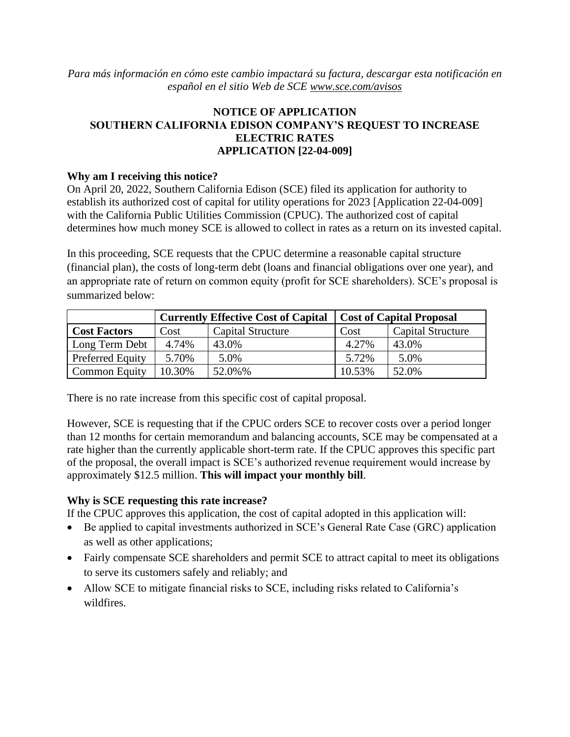*Para más información en cómo este cambio impactará su factura, descargar esta notificación en español en el sitio Web de SCE www.sce.com/avisos*

# NOTICE OF APPLICATION
# SOUTHERN CALIFORNIA EDISON COMPANY'S REQUEST TO INCREASE ELECTRIC RATES
# APPLICATION [22-04-009]

**Why am I receiving this notice?**

On April 20, 2022, Southern California Edison (SCE) filed its application for authority to establish its authorized cost of capital for utility operations for 2023 [Application 22-04-009] with the California Public Utilities Commission (CPUC). The authorized cost of capital determines how much money SCE is allowed to collect in rates as a return on its invested capital.

In this proceeding, SCE requests that the CPUC determine a reasonable capital structure (financial plan), the costs of long-term debt (loans and financial obligations over one year), and an appropriate rate of return on common equity (profit for SCE shareholders). SCE's proposal is summarized below:

| | **Currently Effective Cost of Capital** | | **Cost of Capital Proposal** | |
|---|---|---|---|---|
| **Cost Factors** | Cost | Capital Structure | Cost | Capital Structure |
| Long Term Debt | 4.74% | 43.0% | 4.27% | 43.0% |
| Preferred Equity | 5.70% | 5.0% | 5.72% | 5.0% |
| Common Equity | 10.30% | 52.0%% | 10.53% | 52.0% |

There is no rate increase from this specific cost of capital proposal.

However, SCE is requesting that if the CPUC orders SCE to recover costs over a period longer than 12 months for certain memorandum and balancing accounts, SCE may be compensated at a rate higher than the currently applicable short-term rate. If the CPUC approves this specific part of the proposal, the overall impact is SCE's authorized revenue requirement would increase by approximately $12.5 million. **This will impact your monthly bill**.

**Why is SCE requesting this rate increase?**

If the CPUC approves this application, the cost of capital adopted in this application will:

- Be applied to capital investments authorized in SCE's General Rate Case (GRC) application as well as other applications;
- Fairly compensate SCE shareholders and permit SCE to attract capital to meet its obligations to serve its customers safely and reliably; and
- Allow SCE to mitigate financial risks to SCE, including risks related to California's wildfires.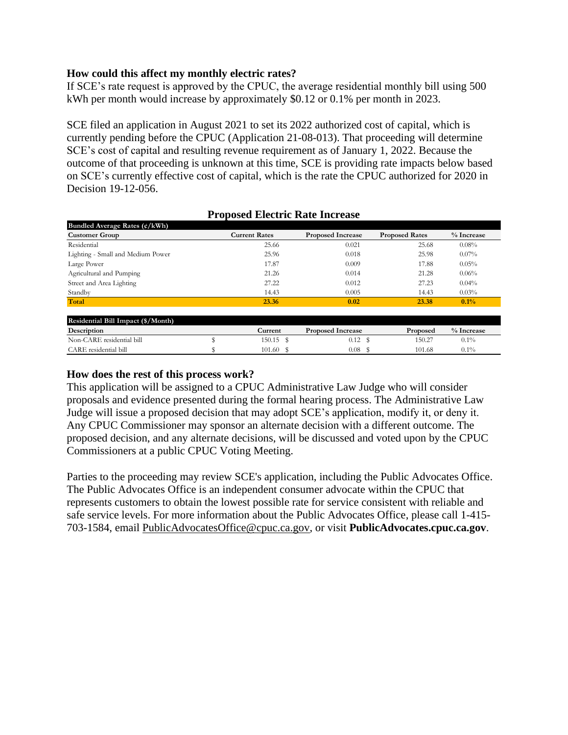### How could this affect my monthly electric rates?

If SCE's rate request is approved by the CPUC, the average residential monthly bill using 500 kWh per month would increase by approximately $0.12 or 0.1% per month in 2023.

SCE filed an application in August 2021 to set its 2022 authorized cost of capital, which is currently pending before the CPUC (Application 21-08-013). That proceeding will determine SCE's cost of capital and resulting revenue requirement as of January 1, 2022. Because the outcome of that proceeding is unknown at this time, SCE is providing rate impacts below based on SCE's currently effective cost of capital, which is the rate the CPUC authorized for 2020 in Decision 19-12-056.

**Proposed Electric Rate Increase**

| Bundled Average Rates (¢/kWh) | | | | |
|---|---|---|---|---|
| **Customer Group** | **Current Rates** | **Proposed Increase** | **Proposed Rates** | **% Increase** |
| Residential | 25.66 | 0.021 | 25.68 | 0.08% |
| Lighting - Small and Medium Power | 25.96 | 0.018 | 25.98 | 0.07% |
| Large Power | 17.87 | 0.009 | 17.88 | 0.05% |
| Agricultural and Pumping | 21.26 | 0.014 | 21.28 | 0.06% |
| Street and Area Lighting | 27.22 | 0.012 | 27.23 | 0.04% |
| Standby | 14.43 | 0.005 | 14.43 | 0.03% |
| **Total** | **23.36** | **0.02** | **23.38** | **0.1%** |

| Residential Bill Impact ($/Month) | | | | |
|---|---|---|---|---|
| **Description** | **Current** | **Proposed Increase** | **Proposed** | **% Increase** |
| Non-CARE residential bill | $ 150.15 | $ 0.12 | $ 150.27 | 0.1% |
| CARE residential bill | $ 101.60 | $ 0.08 | $ 101.68 | 0.1% |

### How does the rest of this process work?

This application will be assigned to a CPUC Administrative Law Judge who will consider proposals and evidence presented during the formal hearing process. The Administrative Law Judge will issue a proposed decision that may adopt SCE's application, modify it, or deny it. Any CPUC Commissioner may sponsor an alternate decision with a different outcome. The proposed decision, and any alternate decisions, will be discussed and voted upon by the CPUC Commissioners at a public CPUC Voting Meeting.

Parties to the proceeding may review SCE's application, including the Public Advocates Office. The Public Advocates Office is an independent consumer advocate within the CPUC that represents customers to obtain the lowest possible rate for service consistent with reliable and safe service levels. For more information about the Public Advocates Office, please call 1-415-703-1584, email PublicAdvocatesOffice@cpuc.ca.gov, or visit **PublicAdvocates.cpuc.ca.gov**.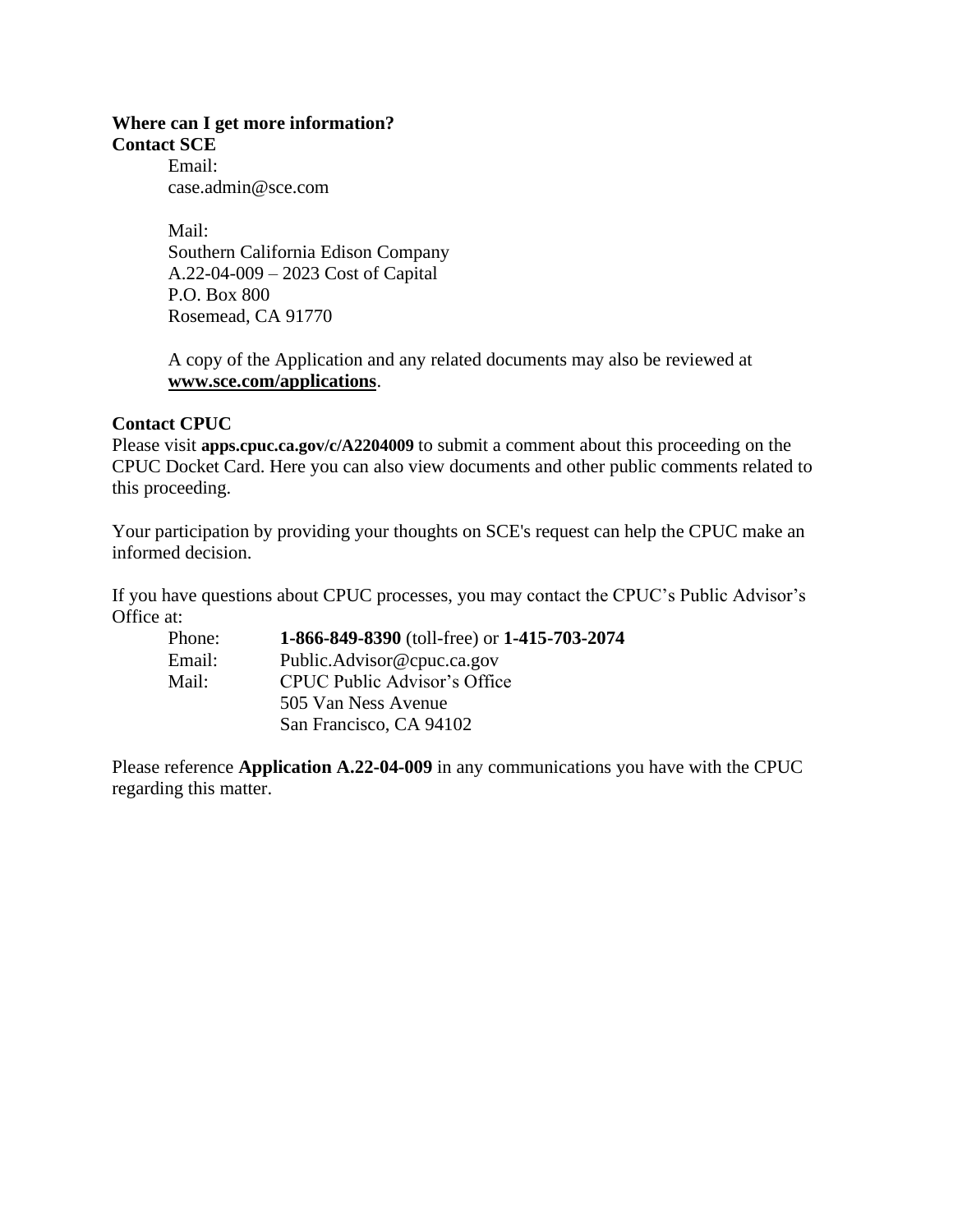**Where can I get more information?**

**Contact SCE**

Email:
case.admin@sce.com

Mail:
Southern California Edison Company
A.22-04-009 – 2023 Cost of Capital
P.O. Box 800
Rosemead, CA 91770

A copy of the Application and any related documents may also be reviewed at **www.sce.com/applications**.

**Contact CPUC**

Please visit **apps.cpuc.ca.gov/c/A2204009** to submit a comment about this proceeding on the CPUC Docket Card. Here you can also view documents and other public comments related to this proceeding.

Your participation by providing your thoughts on SCE's request can help the CPUC make an informed decision.

If you have questions about CPUC processes, you may contact the CPUC's Public Advisor's Office at:

| | |
|---|---|
| Phone: | **1-866-849-8390** (toll-free) or **1-415-703-2074** |
| Email: | Public.Advisor@cpuc.ca.gov |
| Mail: | CPUC Public Advisor's Office<br>505 Van Ness Avenue<br>San Francisco, CA 94102 |

Please reference **Application A.22-04-009** in any communications you have with the CPUC regarding this matter.